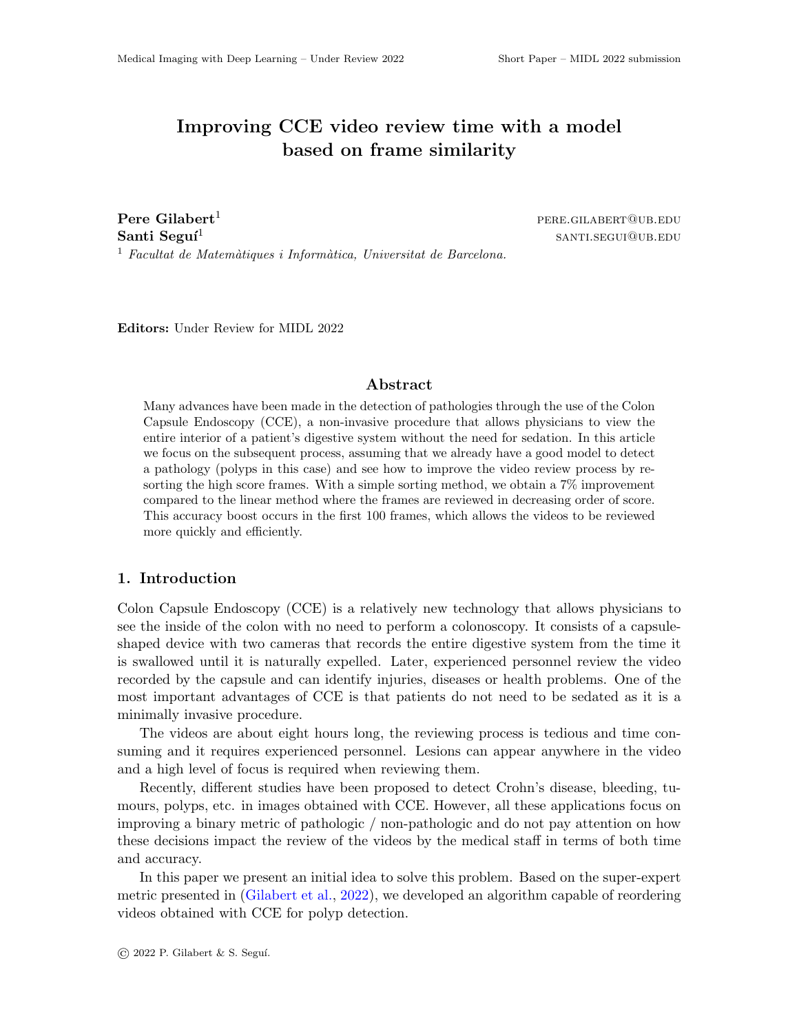# Improving CCE video review time with a model based on frame similarity

**Pere Gilabert**[1] pere.gilabert@ub.edu
**Santi Seguí**[1] santi.segui@ub.edu

[1] *Facultat de Matemàtiques i Informàtica, Universitat de Barcelona.*

**Editors:** Under Review for MIDL 2022

## Abstract

Many advances have been made in the detection of pathologies through the use of the Colon Capsule Endoscopy (CCE), a non-invasive procedure that allows physicians to view the entire interior of a patient's digestive system without the need for sedation. In this article we focus on the subsequent process, assuming that we already have a good model to detect a pathology (polyps in this case) and see how to improve the video review process by re-sorting the high score frames. With a simple sorting method, we obtain a 7% improvement compared to the linear method where the frames are reviewed in decreasing order of score. This accuracy boost occurs in the first 100 frames, which allows the videos to be reviewed more quickly and efficiently.

## 1. Introduction

Colon Capsule Endoscopy (CCE) is a relatively new technology that allows physicians to see the inside of the colon with no need to perform a colonoscopy. It consists of a capsule-shaped device with two cameras that records the entire digestive system from the time it is swallowed until it is naturally expelled. Later, experienced personnel review the video recorded by the capsule and can identify injuries, diseases or health problems. One of the most important advantages of CCE is that patients do not need to be sedated as it is a minimally invasive procedure.

The videos are about eight hours long, the reviewing process is tedious and time consuming and it requires experienced personnel. Lesions can appear anywhere in the video and a high level of focus is required when reviewing them.

Recently, different studies have been proposed to detect Crohn's disease, bleeding, tumours, polyps, etc. in images obtained with CCE. However, all these applications focus on improving a binary metric of pathologic / non-pathologic and do not pay attention on how these decisions impact the review of the videos by the medical staff in terms of both time and accuracy.

In this paper we present an initial idea to solve this problem. Based on the super-expert metric presented in (Gilabert et al., 2022), we developed an algorithm capable of reordering videos obtained with CCE for polyp detection.

© 2022 P. Gilabert & S. Seguí.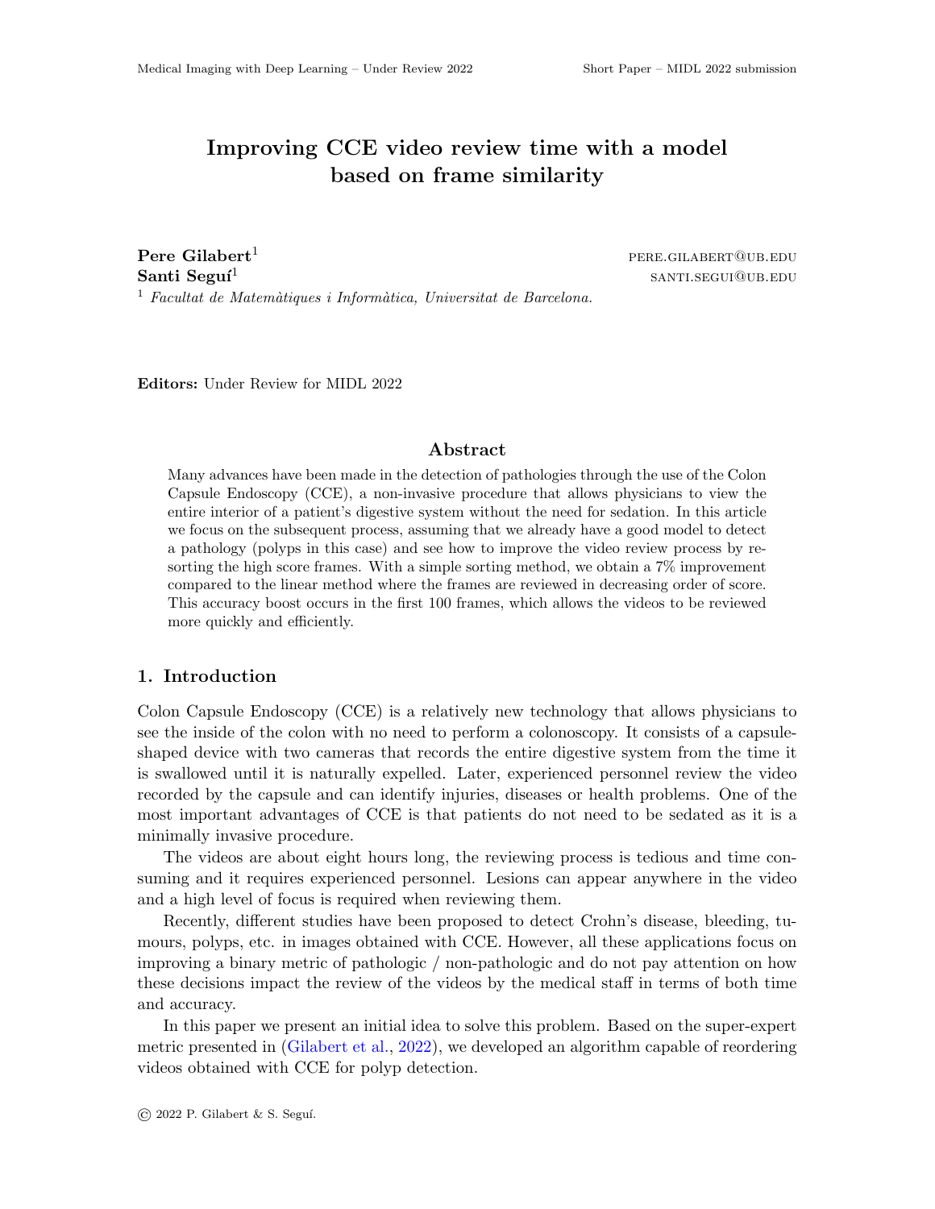# Improving CCE video review time with a model based on frame similarity

**Pere Gilabert**[1] pere.gilabert@ub.edu
**Santi Seguí**[1] santi.segui@ub.edu

[1] *Facultat de Matemàtiques i Informàtica, Universitat de Barcelona.*

**Editors:** Under Review for MIDL 2022

## Abstract

Many advances have been made in the detection of pathologies through the use of the Colon Capsule Endoscopy (CCE), a non-invasive procedure that allows physicians to view the entire interior of a patient's digestive system without the need for sedation. In this article we focus on the subsequent process, assuming that we already have a good model to detect a pathology (polyps in this case) and see how to improve the video review process by re-sorting the high score frames. With a simple sorting method, we obtain a 7% improvement compared to the linear method where the frames are reviewed in decreasing order of score. This accuracy boost occurs in the first 100 frames, which allows the videos to be reviewed more quickly and efficiently.

## 1. Introduction

Colon Capsule Endoscopy (CCE) is a relatively new technology that allows physicians to see the inside of the colon with no need to perform a colonoscopy. It consists of a capsule-shaped device with two cameras that records the entire digestive system from the time it is swallowed until it is naturally expelled. Later, experienced personnel review the video recorded by the capsule and can identify injuries, diseases or health problems. One of the most important advantages of CCE is that patients do not need to be sedated as it is a minimally invasive procedure.

The videos are about eight hours long, the reviewing process is tedious and time consuming and it requires experienced personnel. Lesions can appear anywhere in the video and a high level of focus is required when reviewing them.

Recently, different studies have been proposed to detect Crohn's disease, bleeding, tumours, polyps, etc. in images obtained with CCE. However, all these applications focus on improving a binary metric of pathologic / non-pathologic and do not pay attention on how these decisions impact the review of the videos by the medical staff in terms of both time and accuracy.

In this paper we present an initial idea to solve this problem. Based on the super-expert metric presented in (Gilabert et al., 2022), we developed an algorithm capable of reordering videos obtained with CCE for polyp detection.

© 2022 P. Gilabert & S. Seguí.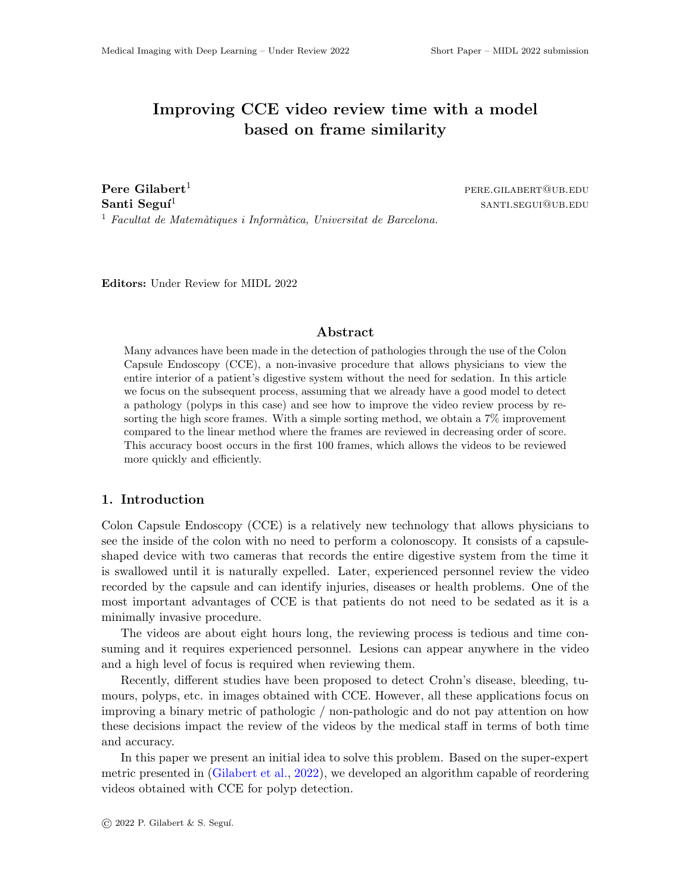# Improving CCE video review time with a model based on frame similarity

**Pere Gilabert**[1] pere.gilabert@ub.edu
**Santi Seguí**[1] santi.segui@ub.edu

[1] *Facultat de Matemàtiques i Informàtica, Universitat de Barcelona.*

**Editors:** Under Review for MIDL 2022

## Abstract

Many advances have been made in the detection of pathologies through the use of the Colon Capsule Endoscopy (CCE), a non-invasive procedure that allows physicians to view the entire interior of a patient's digestive system without the need for sedation. In this article we focus on the subsequent process, assuming that we already have a good model to detect a pathology (polyps in this case) and see how to improve the video review process by re-sorting the high score frames. With a simple sorting method, we obtain a 7% improvement compared to the linear method where the frames are reviewed in decreasing order of score. This accuracy boost occurs in the first 100 frames, which allows the videos to be reviewed more quickly and efficiently.

## 1. Introduction

Colon Capsule Endoscopy (CCE) is a relatively new technology that allows physicians to see the inside of the colon with no need to perform a colonoscopy. It consists of a capsule-shaped device with two cameras that records the entire digestive system from the time it is swallowed until it is naturally expelled. Later, experienced personnel review the video recorded by the capsule and can identify injuries, diseases or health problems. One of the most important advantages of CCE is that patients do not need to be sedated as it is a minimally invasive procedure.

The videos are about eight hours long, the reviewing process is tedious and time consuming and it requires experienced personnel. Lesions can appear anywhere in the video and a high level of focus is required when reviewing them.

Recently, different studies have been proposed to detect Crohn's disease, bleeding, tumours, polyps, etc. in images obtained with CCE. However, all these applications focus on improving a binary metric of pathologic / non-pathologic and do not pay attention on how these decisions impact the review of the videos by the medical staff in terms of both time and accuracy.

In this paper we present an initial idea to solve this problem. Based on the super-expert metric presented in (Gilabert et al., 2022), we developed an algorithm capable of reordering videos obtained with CCE for polyp detection.

© 2022 P. Gilabert & S. Seguí.